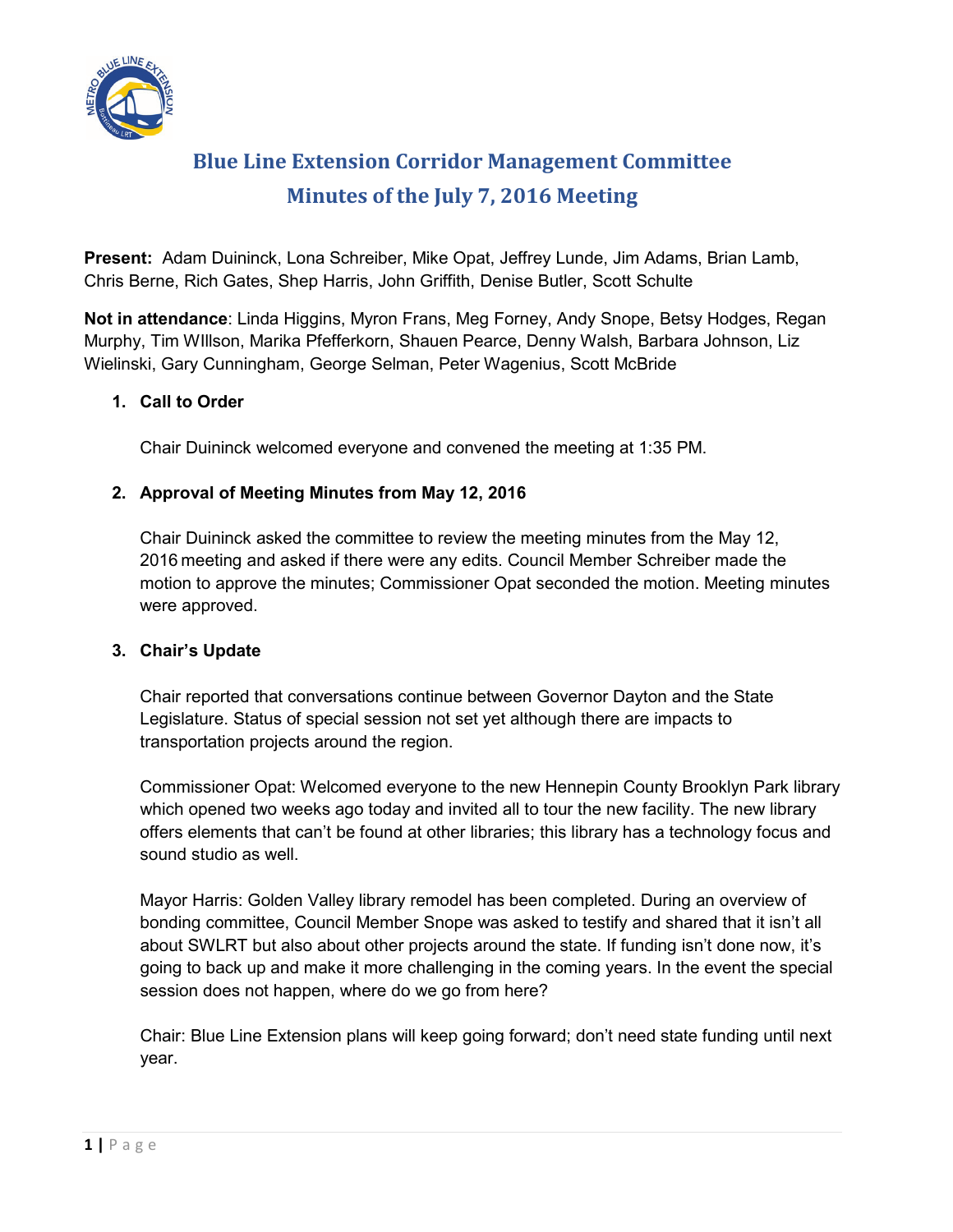# Blue Line Extension Corridor Management Committee
## Minutes of the July 7, 2016 Meeting

**Present:** Adam Duininck, Lona Schreiber, Mike Opat, Jeffrey Lunde, Jim Adams, Brian Lamb, Chris Berne, Rich Gates, Shep Harris, John Griffith, Denise Butler, Scott Schulte

**Not in attendance**: Linda Higgins, Myron Frans, Meg Forney, Andy Snope, Betsy Hodges, Regan Murphy, Tim WIllson, Marika Pfefferkorn, Shauen Pearce, Denny Walsh, Barbara Johnson, Liz Wielinski, Gary Cunningham, George Selman, Peter Wagenius, Scott McBride

1. **Call to Order**

   Chair Duininck welcomed everyone and convened the meeting at 1:35 PM.

2. **Approval of Meeting Minutes from May 12, 2016**

   Chair Duininck asked the committee to review the meeting minutes from the May 12, 2016 meeting and asked if there were any edits. Council Member Schreiber made the motion to approve the minutes; Commissioner Opat seconded the motion. Meeting minutes were approved.

3. **Chair's Update**

   Chair reported that conversations continue between Governor Dayton and the State Legislature. Status of special session not set yet although there are impacts to transportation projects around the region.

   Commissioner Opat: Welcomed everyone to the new Hennepin County Brooklyn Park library which opened two weeks ago today and invited all to tour the new facility. The new library offers elements that can't be found at other libraries; this library has a technology focus and sound studio as well.

   Mayor Harris: Golden Valley library remodel has been completed. During an overview of bonding committee, Council Member Snope was asked to testify and shared that it isn't all about SWLRT but also about other projects around the state. If funding isn't done now, it's going to back up and make it more challenging in the coming years. In the event the special session does not happen, where do we go from here?

   Chair: Blue Line Extension plans will keep going forward; don't need state funding until next year.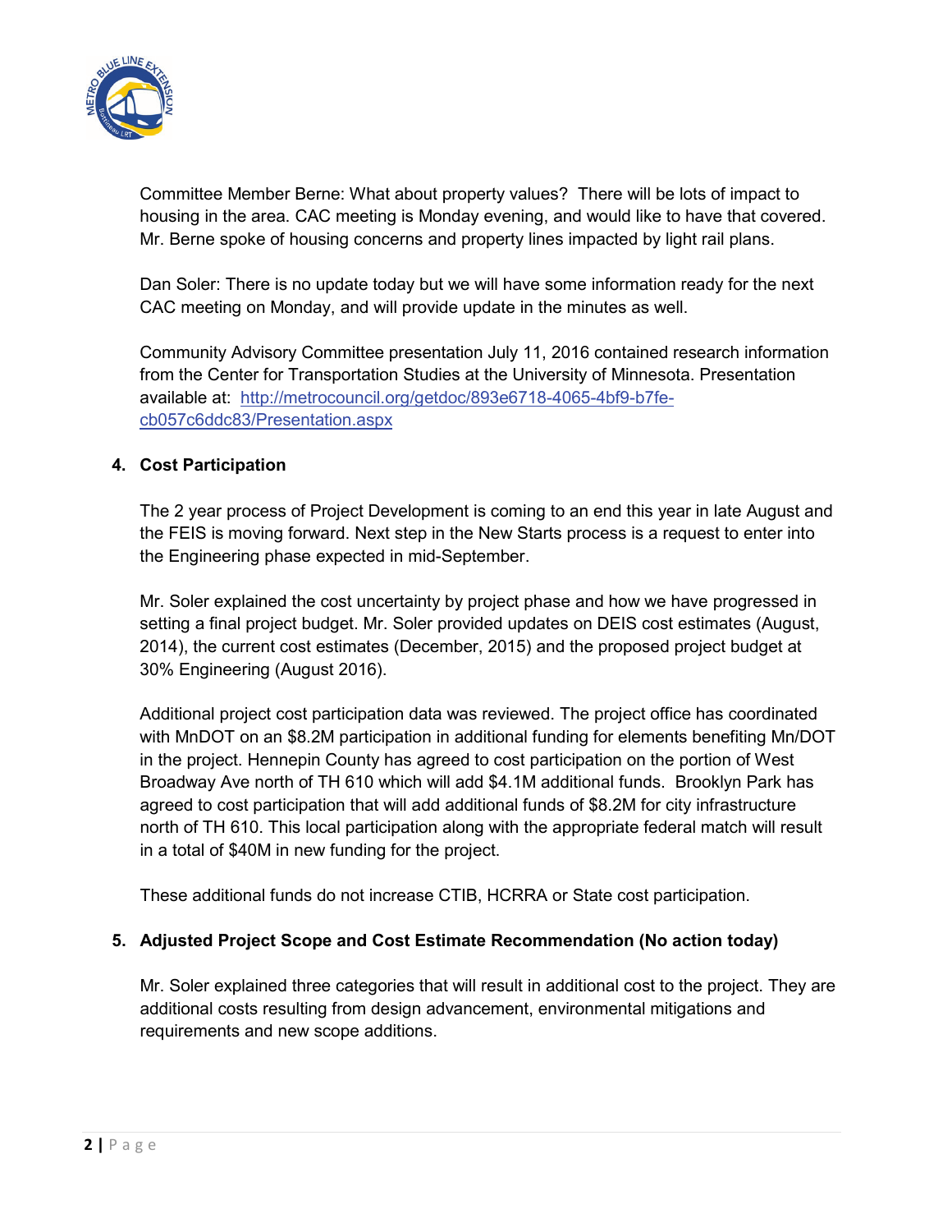Committee Member Berne: What about property values? There will be lots of impact to housing in the area. CAC meeting is Monday evening, and would like to have that covered. Mr. Berne spoke of housing concerns and property lines impacted by light rail plans.

Dan Soler: There is no update today but we will have some information ready for the next CAC meeting on Monday, and will provide update in the minutes as well.

Community Advisory Committee presentation July 11, 2016 contained research information from the Center for Transportation Studies at the University of Minnesota. Presentation available at: [http://metrocouncil.org/getdoc/893e6718-4065-4bf9-b7fe-cb057c6ddc83/Presentation.aspx](http://metrocouncil.org/getdoc/893e6718-4065-4bf9-b7fe-cb057c6ddc83/Presentation.aspx)

4. **Cost Participation**

   The 2 year process of Project Development is coming to an end this year in late August and the FEIS is moving forward. Next step in the New Starts process is a request to enter into the Engineering phase expected in mid-September.

   Mr. Soler explained the cost uncertainty by project phase and how we have progressed in setting a final project budget. Mr. Soler provided updates on DEIS cost estimates (August, 2014), the current cost estimates (December, 2015) and the proposed project budget at 30% Engineering (August 2016).

   Additional project cost participation data was reviewed. The project office has coordinated with MnDOT on an $8.2M participation in additional funding for elements benefiting Mn/DOT in the project. Hennepin County has agreed to cost participation on the portion of West Broadway Ave north of TH 610 which will add $4.1M additional funds. Brooklyn Park has agreed to cost participation that will add additional funds of $8.2M for city infrastructure north of TH 610. This local participation along with the appropriate federal match will result in a total of $40M in new funding for the project.

   These additional funds do not increase CTIB, HCRRA or State cost participation.

5. **Adjusted Project Scope and Cost Estimate Recommendation (No action today)**

   Mr. Soler explained three categories that will result in additional cost to the project. They are additional costs resulting from design advancement, environmental mitigations and requirements and new scope additions.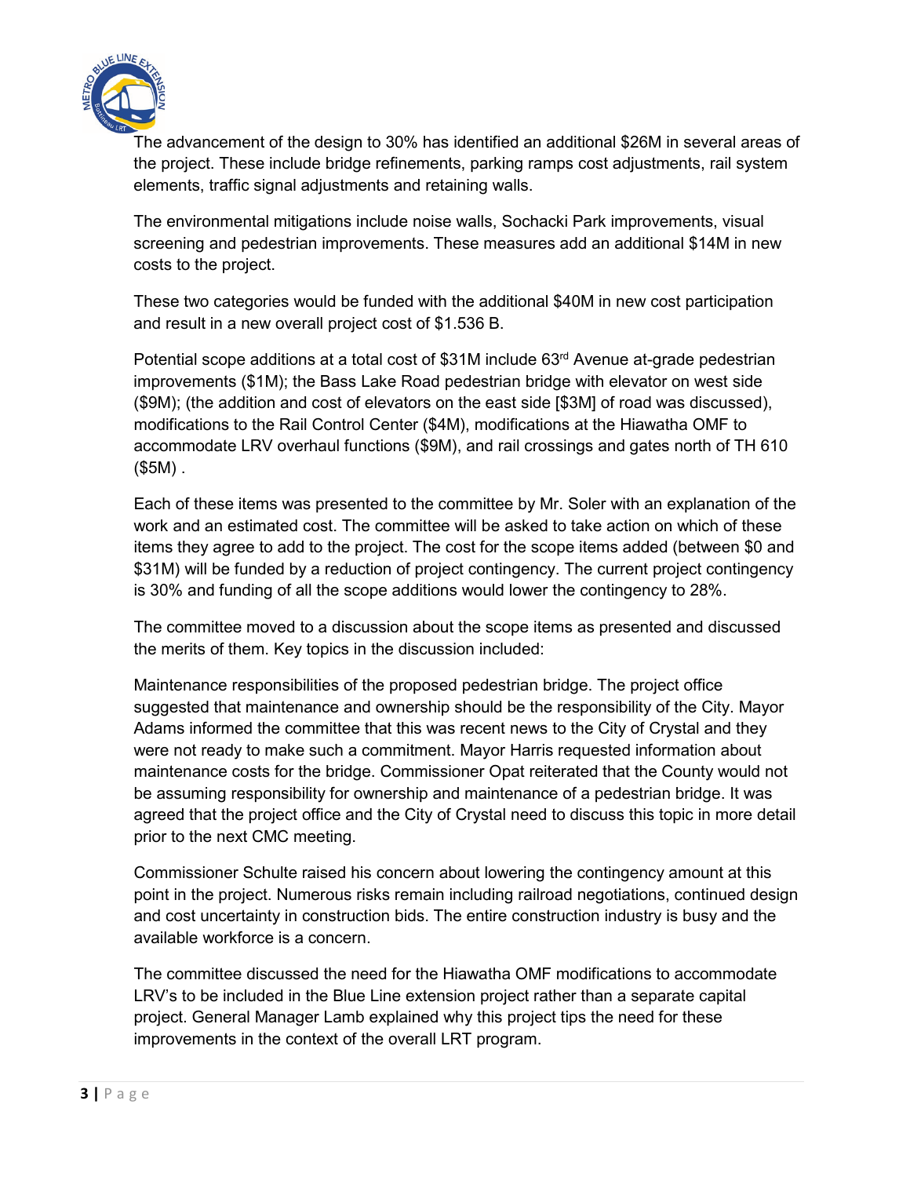The advancement of the design to 30% has identified an additional $26M in several areas of the project. These include bridge refinements, parking ramps cost adjustments, rail system elements, traffic signal adjustments and retaining walls.

The environmental mitigations include noise walls, Sochacki Park improvements, visual screening and pedestrian improvements. These measures add an additional $14M in new costs to the project.

These two categories would be funded with the additional $40M in new cost participation and result in a new overall project cost of $1.536 B.

Potential scope additions at a total cost of $31M include 63rd Avenue at-grade pedestrian improvements ($1M); the Bass Lake Road pedestrian bridge with elevator on west side ($9M); (the addition and cost of elevators on the east side [$3M] of road was discussed), modifications to the Rail Control Center ($4M), modifications at the Hiawatha OMF to accommodate LRV overhaul functions ($9M), and rail crossings and gates north of TH 610 ($5M) .

Each of these items was presented to the committee by Mr. Soler with an explanation of the work and an estimated cost. The committee will be asked to take action on which of these items they agree to add to the project. The cost for the scope items added (between $0 and $31M) will be funded by a reduction of project contingency. The current project contingency is 30% and funding of all the scope additions would lower the contingency to 28%.

The committee moved to a discussion about the scope items as presented and discussed the merits of them. Key topics in the discussion included:

Maintenance responsibilities of the proposed pedestrian bridge. The project office suggested that maintenance and ownership should be the responsibility of the City. Mayor Adams informed the committee that this was recent news to the City of Crystal and they were not ready to make such a commitment. Mayor Harris requested information about maintenance costs for the bridge. Commissioner Opat reiterated that the County would not be assuming responsibility for ownership and maintenance of a pedestrian bridge. It was agreed that the project office and the City of Crystal need to discuss this topic in more detail prior to the next CMC meeting.

Commissioner Schulte raised his concern about lowering the contingency amount at this point in the project. Numerous risks remain including railroad negotiations, continued design and cost uncertainty in construction bids. The entire construction industry is busy and the available workforce is a concern.

The committee discussed the need for the Hiawatha OMF modifications to accommodate LRV's to be included in the Blue Line extension project rather than a separate capital project. General Manager Lamb explained why this project tips the need for these improvements in the context of the overall LRT program.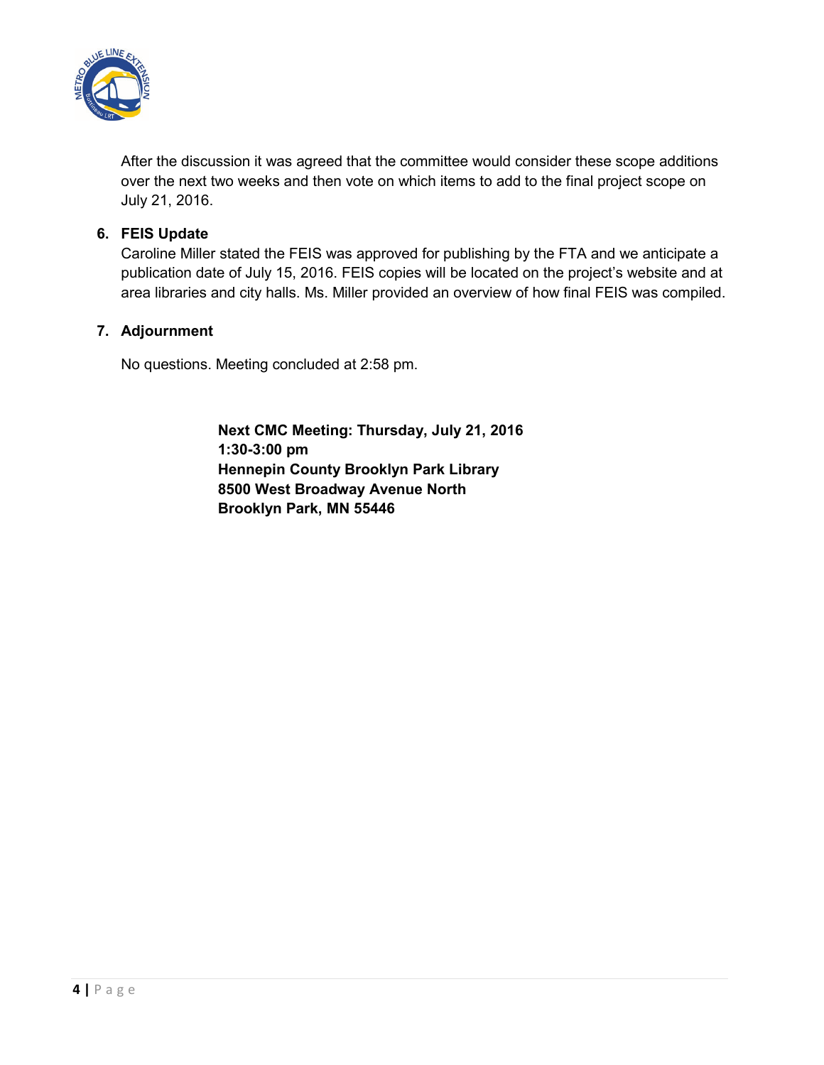After the discussion it was agreed that the committee would consider these scope additions over the next two weeks and then vote on which items to add to the final project scope on July 21, 2016.

6. **FEIS Update**

   Caroline Miller stated the FEIS was approved for publishing by the FTA and we anticipate a publication date of July 15, 2016. FEIS copies will be located on the project's website and at area libraries and city halls. Ms. Miller provided an overview of how final FEIS was compiled.

7. **Adjournment**

   No questions. Meeting concluded at 2:58 pm.

**Next CMC Meeting: Thursday, July 21, 2016**
**1:30-3:00 pm**
**Hennepin County Brooklyn Park Library**
**8500 West Broadway Avenue North**
**Brooklyn Park, MN 55446**